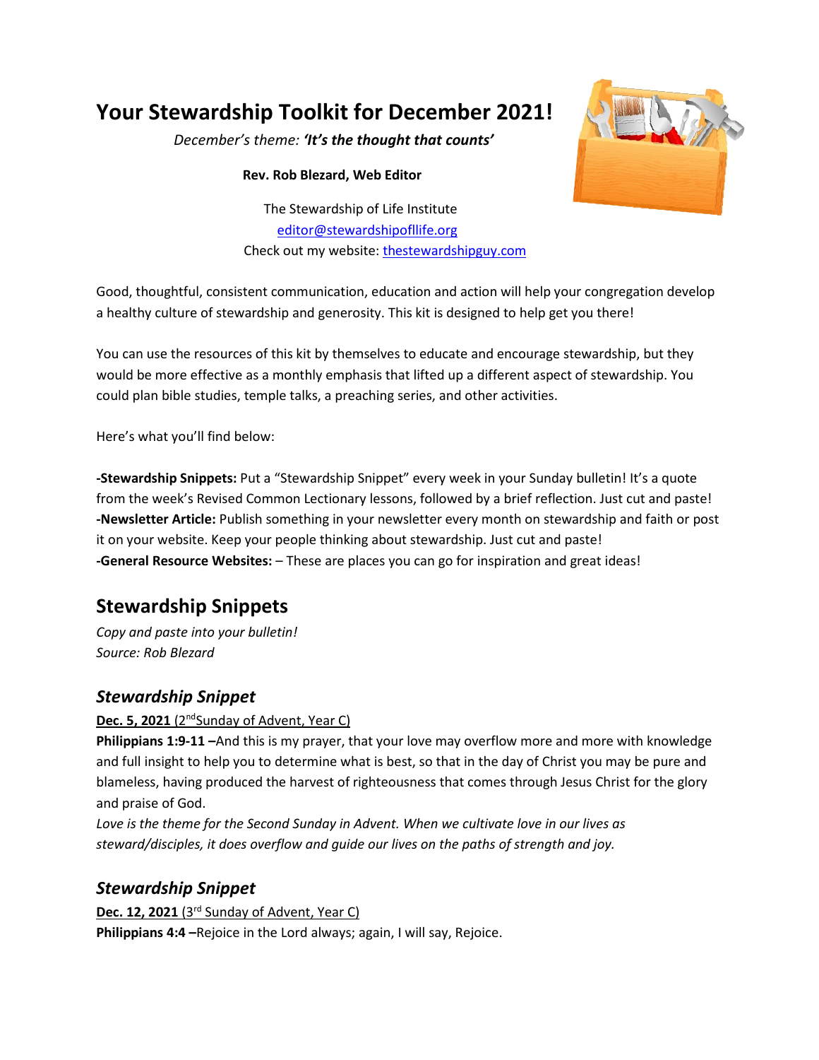# Your Stewardship Toolkit for December 2021!

*December's theme: **'It's the thought that counts'***

**Rev. Rob Blezard, Web Editor**

The Stewardship of Life Institute
editor@stewardshipofllife.org
Check out my website: thestewardshipguy.com

Good, thoughtful, consistent communication, education and action will help your congregation develop a healthy culture of stewardship and generosity. This kit is designed to help get you there!

You can use the resources of this kit by themselves to educate and encourage stewardship, but they would be more effective as a monthly emphasis that lifted up a different aspect of stewardship. You could plan bible studies, temple talks, a preaching series, and other activities.

Here's what you'll find below:

**-Stewardship Snippets:** Put a "Stewardship Snippet" every week in your Sunday bulletin! It's a quote from the week's Revised Common Lectionary lessons, followed by a brief reflection. Just cut and paste!
**-Newsletter Article:** Publish something in your newsletter every month on stewardship and faith or post it on your website. Keep your people thinking about stewardship. Just cut and paste!
**-General Resource Websites:** – These are places you can go for inspiration and great ideas!

## Stewardship Snippets

*Copy and paste into your bulletin!*
*Source: Rob Blezard*

### *Stewardship Snippet*

**Dec. 5, 2021** (2nd Sunday of Advent, Year C)
**Philippians 1:9-11 –**And this is my prayer, that your love may overflow more and more with knowledge and full insight to help you to determine what is best, so that in the day of Christ you may be pure and blameless, having produced the harvest of righteousness that comes through Jesus Christ for the glory and praise of God.
*Love is the theme for the Second Sunday in Advent. When we cultivate love in our lives as steward/disciples, it does overflow and guide our lives on the paths of strength and joy.*

### *Stewardship Snippet*

**Dec. 12, 2021** (3rd Sunday of Advent, Year C)
**Philippians 4:4 –**Rejoice in the Lord always; again, I will say, Rejoice.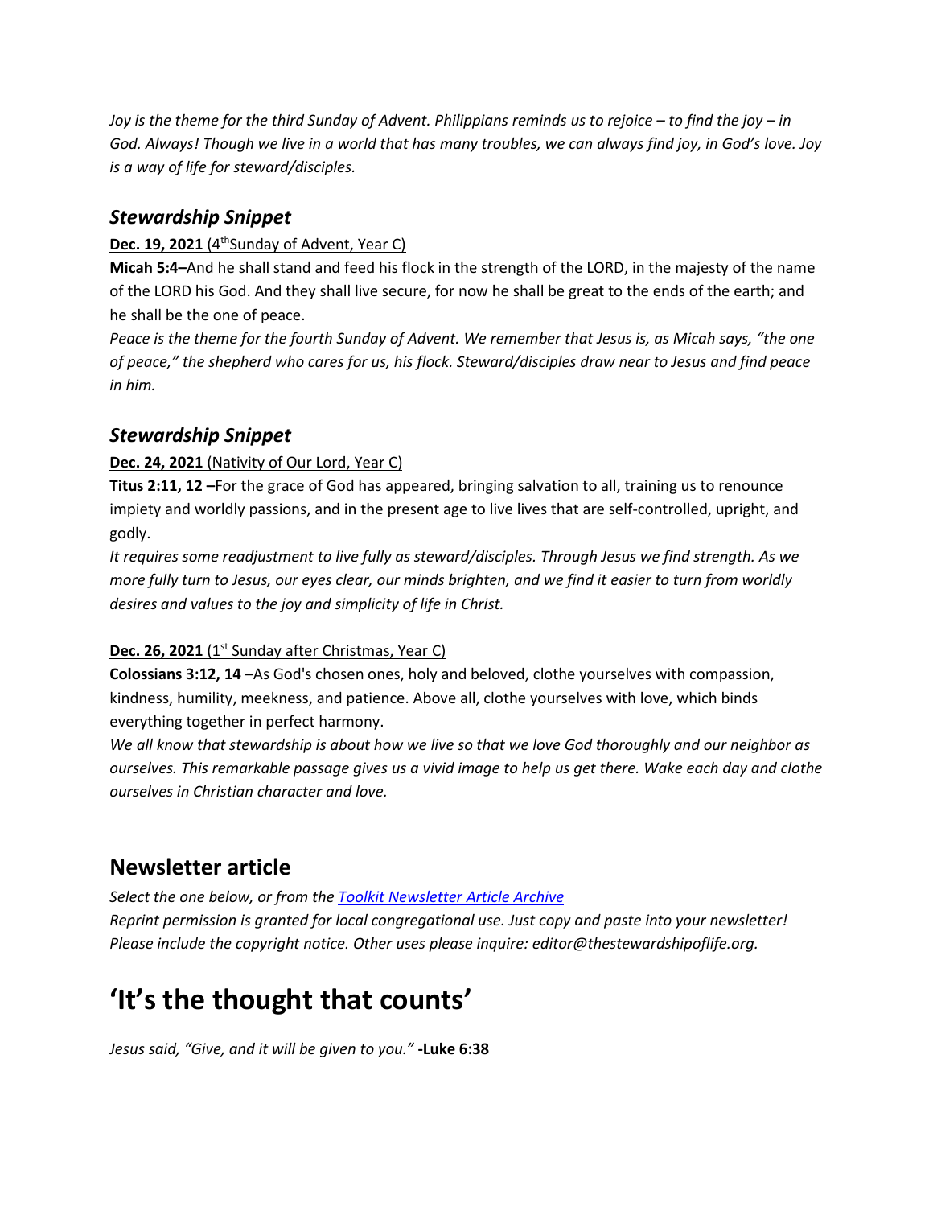*Joy is the theme for the third Sunday of Advent. Philippians reminds us to rejoice – to find the joy – in God. Always! Though we live in a world that has many troubles, we can always find joy, in God's love. Joy is a way of life for steward/disciples.*

### *Stewardship Snippet*

**Dec. 19, 2021** (4th Sunday of Advent, Year C)

**Micah 5:4–**And he shall stand and feed his flock in the strength of the LORD, in the majesty of the name of the LORD his God. And they shall live secure, for now he shall be great to the ends of the earth; and he shall be the one of peace.

*Peace is the theme for the fourth Sunday of Advent. We remember that Jesus is, as Micah says, "the one of peace," the shepherd who cares for us, his flock. Steward/disciples draw near to Jesus and find peace in him.*

### *Stewardship Snippet*

**Dec. 24, 2021** (Nativity of Our Lord, Year C)

**Titus 2:11, 12 –**For the grace of God has appeared, bringing salvation to all, training us to renounce impiety and worldly passions, and in the present age to live lives that are self-controlled, upright, and godly.

*It requires some readjustment to live fully as steward/disciples. Through Jesus we find strength. As we more fully turn to Jesus, our eyes clear, our minds brighten, and we find it easier to turn from worldly desires and values to the joy and simplicity of life in Christ.*

**Dec. 26, 2021** (1st Sunday after Christmas, Year C)

**Colossians 3:12, 14 –**As God's chosen ones, holy and beloved, clothe yourselves with compassion, kindness, humility, meekness, and patience. Above all, clothe yourselves with love, which binds everything together in perfect harmony.

*We all know that stewardship is about how we live so that we love God thoroughly and our neighbor as ourselves. This remarkable passage gives us a vivid image to help us get there. Wake each day and clothe ourselves in Christian character and love.*

## Newsletter article

*Select the one below, or from the [Toolkit Newsletter Article Archive](#)*
*Reprint permission is granted for local congregational use. Just copy and paste into your newsletter! Please include the copyright notice. Other uses please inquire: editor@thestewardshipoflife.org.*

# 'It's the thought that counts'

*Jesus said, "Give, and it will be given to you."* **-Luke 6:38**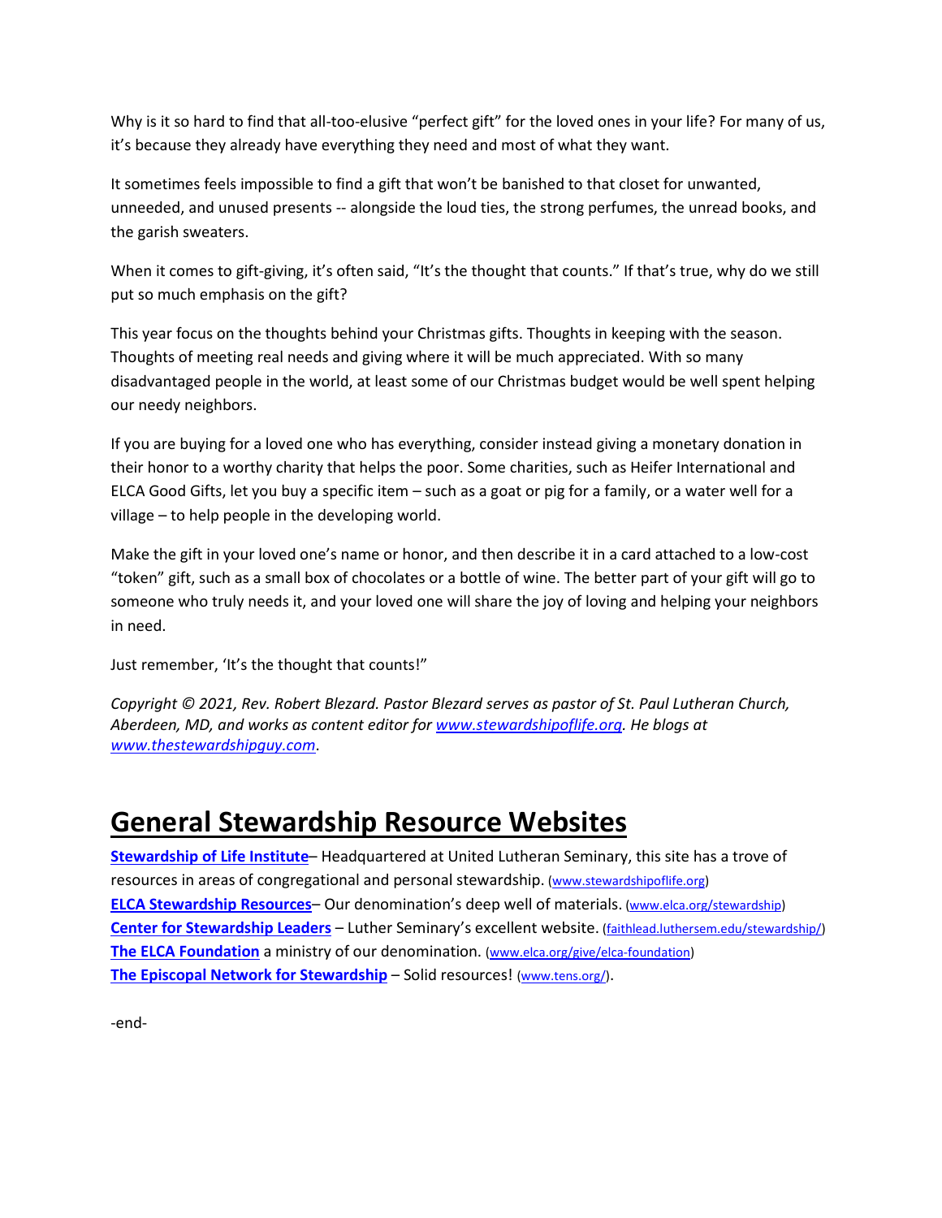Why is it so hard to find that all-too-elusive "perfect gift" for the loved ones in your life? For many of us, it's because they already have everything they need and most of what they want.

It sometimes feels impossible to find a gift that won't be banished to that closet for unwanted, unneeded, and unused presents -- alongside the loud ties, the strong perfumes, the unread books, and the garish sweaters.

When it comes to gift-giving, it's often said, "It's the thought that counts." If that's true, why do we still put so much emphasis on the gift?

This year focus on the thoughts behind your Christmas gifts. Thoughts in keeping with the season. Thoughts of meeting real needs and giving where it will be much appreciated. With so many disadvantaged people in the world, at least some of our Christmas budget would be well spent helping our needy neighbors.

If you are buying for a loved one who has everything, consider instead giving a monetary donation in their honor to a worthy charity that helps the poor. Some charities, such as Heifer International and ELCA Good Gifts, let you buy a specific item – such as a goat or pig for a family, or a water well for a village – to help people in the developing world.

Make the gift in your loved one's name or honor, and then describe it in a card attached to a low-cost "token" gift, such as a small box of chocolates or a bottle of wine. The better part of your gift will go to someone who truly needs it, and your loved one will share the joy of loving and helping your neighbors in need.

Just remember, 'It's the thought that counts!"

*Copyright © 2021, Rev. Robert Blezard. Pastor Blezard serves as pastor of St. Paul Lutheran Church, Aberdeen, MD, and works as content editor for [www.stewardshipoflife.org](http://www.stewardshipoflife.org). He blogs at [www.thestewardshipguy.com](http://www.thestewardshipguy.com).*

# General Stewardship Resource Websites

**[Stewardship of Life Institute](http://www.stewardshipoflife.org)**– Headquartered at United Lutheran Seminary, this site has a trove of resources in areas of congregational and personal stewardship. (www.stewardshipoflife.org)
**[ELCA Stewardship Resources](http://www.elca.org/stewardship)**– Our denomination's deep well of materials. (www.elca.org/stewardship)
**[Center for Stewardship Leaders](http://faithlead.luthersem.edu/stewardship/)** – Luther Seminary's excellent website. (faithlead.luthersem.edu/stewardship/)
**[The ELCA Foundation](http://www.elca.org/give/elca-foundation)** a ministry of our denomination. (www.elca.org/give/elca-foundation)
**[The Episcopal Network for Stewardship](http://www.tens.org/)** – Solid resources! (www.tens.org/).

-end-